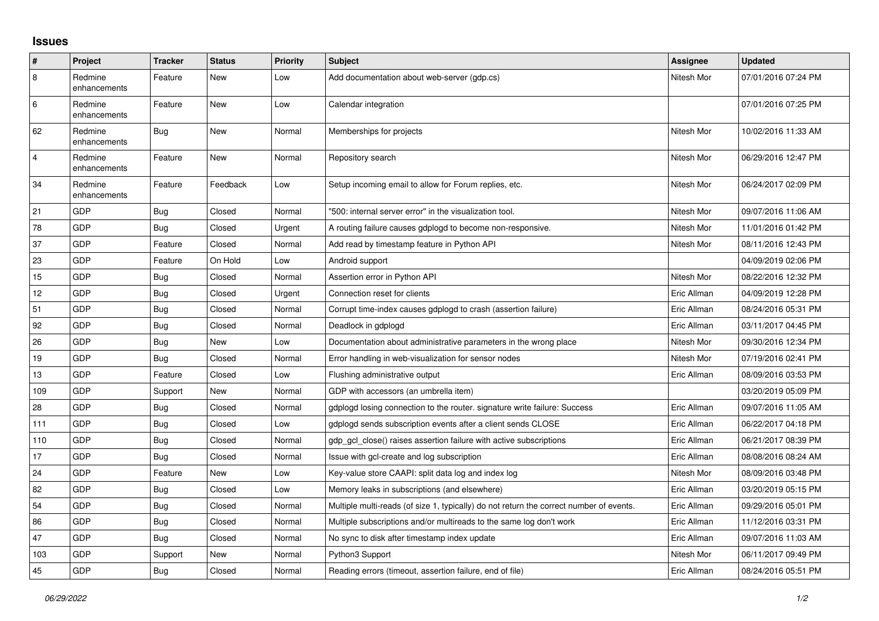## Issues

| # | Project | Tracker | Status | Priority | Subject | Assignee | Updated |
|---|---|---|---|---|---|---|---|
| 8 | Redmine enhancements | Feature | New | Low | Add documentation about web-server (gdp.cs) | Nitesh Mor | 07/01/2016 07:24 PM |
| 6 | Redmine enhancements | Feature | New | Low | Calendar integration | | 07/01/2016 07:25 PM |
| 62 | Redmine enhancements | Bug | New | Normal | Memberships for projects | Nitesh Mor | 10/02/2016 11:33 AM |
| 4 | Redmine enhancements | Feature | New | Normal | Repository search | Nitesh Mor | 06/29/2016 12:47 PM |
| 34 | Redmine enhancements | Feature | Feedback | Low | Setup incoming email to allow for Forum replies, etc. | Nitesh Mor | 06/24/2017 02:09 PM |
| 21 | GDP | Bug | Closed | Normal | "500: internal server error" in the visualization tool. | Nitesh Mor | 09/07/2016 11:06 AM |
| 78 | GDP | Bug | Closed | Urgent | A routing failure causes gdplogd to become non-responsive. | Nitesh Mor | 11/01/2016 01:42 PM |
| 37 | GDP | Feature | Closed | Normal | Add read by timestamp feature in Python API | Nitesh Mor | 08/11/2016 12:43 PM |
| 23 | GDP | Feature | On Hold | Low | Android support | | 04/09/2019 02:06 PM |
| 15 | GDP | Bug | Closed | Normal | Assertion error in Python API | Nitesh Mor | 08/22/2016 12:32 PM |
| 12 | GDP | Bug | Closed | Urgent | Connection reset for clients | Eric Allman | 04/09/2019 12:28 PM |
| 51 | GDP | Bug | Closed | Normal | Corrupt time-index causes gdplogd to crash (assertion failure) | Eric Allman | 08/24/2016 05:31 PM |
| 92 | GDP | Bug | Closed | Normal | Deadlock in gdplogd | Eric Allman | 03/11/2017 04:45 PM |
| 26 | GDP | Bug | New | Low | Documentation about administrative parameters in the wrong place | Nitesh Mor | 09/30/2016 12:34 PM |
| 19 | GDP | Bug | Closed | Normal | Error handling in web-visualization for sensor nodes | Nitesh Mor | 07/19/2016 02:41 PM |
| 13 | GDP | Feature | Closed | Low | Flushing administrative output | Eric Allman | 08/09/2016 03:53 PM |
| 109 | GDP | Support | New | Normal | GDP with accessors (an umbrella item) | | 03/20/2019 05:09 PM |
| 28 | GDP | Bug | Closed | Normal | gdplogd losing connection to the router. signature write failure: Success | Eric Allman | 09/07/2016 11:05 AM |
| 111 | GDP | Bug | Closed | Low | gdplogd sends subscription events after a client sends CLOSE | Eric Allman | 06/22/2017 04:18 PM |
| 110 | GDP | Bug | Closed | Normal | gdp_gcl_close() raises assertion failure with active subscriptions | Eric Allman | 06/21/2017 08:39 PM |
| 17 | GDP | Bug | Closed | Normal | Issue with gcl-create and log subscription | Eric Allman | 08/08/2016 08:24 AM |
| 24 | GDP | Feature | New | Low | Key-value store CAAPI: split data log and index log | Nitesh Mor | 08/09/2016 03:48 PM |
| 82 | GDP | Bug | Closed | Low | Memory leaks in subscriptions (and elsewhere) | Eric Allman | 03/20/2019 05:15 PM |
| 54 | GDP | Bug | Closed | Normal | Multiple multi-reads (of size 1, typically) do not return the correct number of events. | Eric Allman | 09/29/2016 05:01 PM |
| 86 | GDP | Bug | Closed | Normal | Multiple subscriptions and/or multireads to the same log don't work | Eric Allman | 11/12/2016 03:31 PM |
| 47 | GDP | Bug | Closed | Normal | No sync to disk after timestamp index update | Eric Allman | 09/07/2016 11:03 AM |
| 103 | GDP | Support | New | Normal | Python3 Support | Nitesh Mor | 06/11/2017 09:49 PM |
| 45 | GDP | Bug | Closed | Normal | Reading errors (timeout, assertion failure, end of file) | Eric Allman | 08/24/2016 05:51 PM |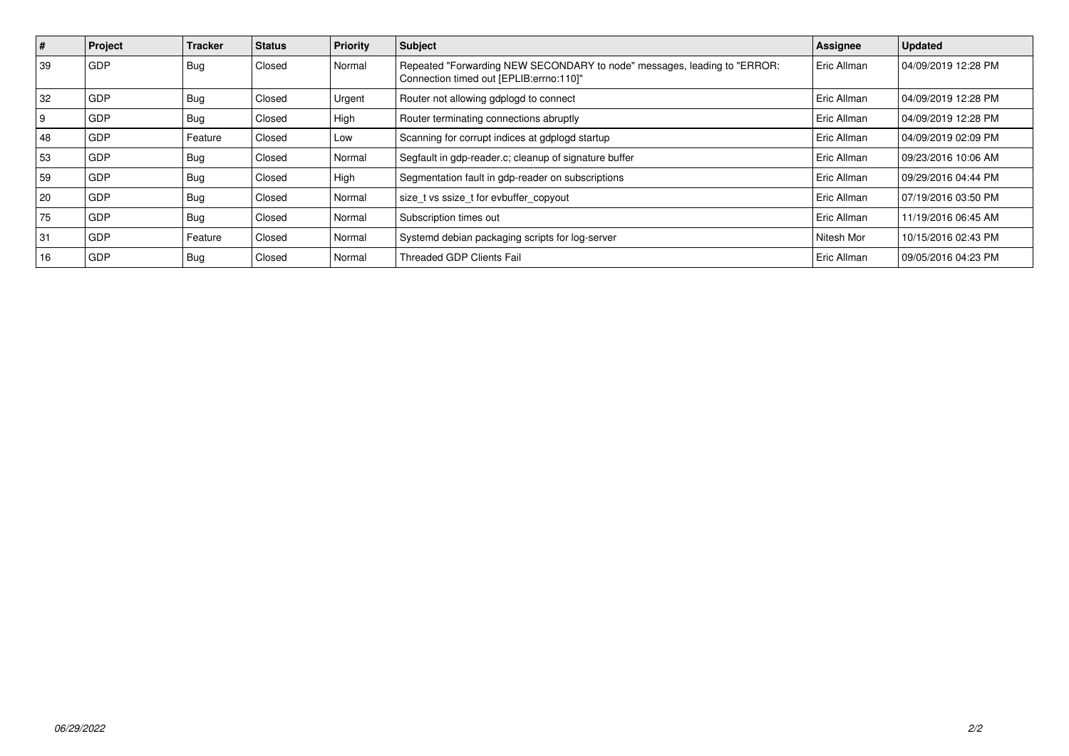| # | Project | Tracker | Status | Priority | Subject | Assignee | Updated |
|---|---|---|---|---|---|---|---|
| 39 | GDP | Bug | Closed | Normal | Repeated "Forwarding NEW SECONDARY to node" messages, leading to "ERROR: Connection timed out [EPLIB:errno:110]" | Eric Allman | 04/09/2019 12:28 PM |
| 32 | GDP | Bug | Closed | Urgent | Router not allowing gdplogd to connect | Eric Allman | 04/09/2019 12:28 PM |
| 9 | GDP | Bug | Closed | High | Router terminating connections abruptly | Eric Allman | 04/09/2019 12:28 PM |
| 48 | GDP | Feature | Closed | Low | Scanning for corrupt indices at gdplogd startup | Eric Allman | 04/09/2019 02:09 PM |
| 53 | GDP | Bug | Closed | Normal | Segfault in gdp-reader.c; cleanup of signature buffer | Eric Allman | 09/23/2016 10:06 AM |
| 59 | GDP | Bug | Closed | High | Segmentation fault in gdp-reader on subscriptions | Eric Allman | 09/29/2016 04:44 PM |
| 20 | GDP | Bug | Closed | Normal | size_t vs ssize_t for evbuffer_copyout | Eric Allman | 07/19/2016 03:50 PM |
| 75 | GDP | Bug | Closed | Normal | Subscription times out | Eric Allman | 11/19/2016 06:45 AM |
| 31 | GDP | Feature | Closed | Normal | Systemd debian packaging scripts for log-server | Nitesh Mor | 10/15/2016 02:43 PM |
| 16 | GDP | Bug | Closed | Normal | Threaded GDP Clients Fail | Eric Allman | 09/05/2016 04:23 PM |